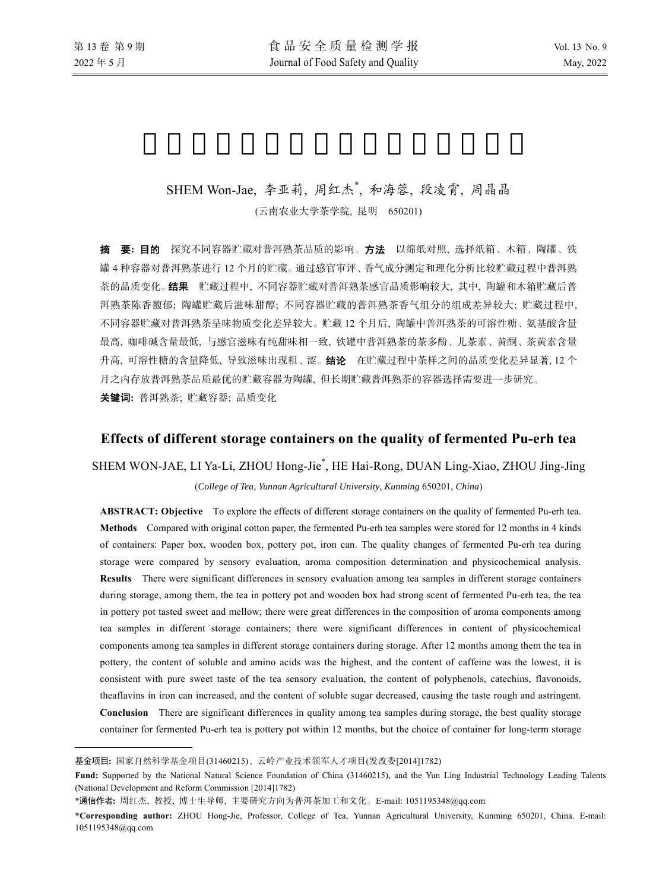SHEM Won-Jae, 李亚莉, 周红杰*, 和海蓉, 段凌霄, 周晶晶

(云南农业大学茶学院, 昆明 650201)

**摘　要: 目的**　探究不同容器贮藏对普洱熟茶品质的影响。**方法**　以绵纸对照, 选择纸箱、木箱、陶罐、铁罐 4 种容器对普洱熟茶进行 12 个月的贮藏。通过感官审评、香气成分测定和理化分析比较贮藏过程中普洱熟茶的品质变化。**结果**　贮藏过程中, 不同容器贮藏对普洱熟茶感官品质影响较大, 其中, 陶罐和木箱贮藏后普洱熟茶陈香馥郁; 陶罐贮藏后滋味甜醇; 不同容器贮藏的普洱熟茶香气组分的组成差异较大; 贮藏过程中, 不同容器贮藏对普洱熟茶呈味物质变化差异较大。贮藏 12 个月后, 陶罐中普洱熟茶的可溶性糖、氨基酸含量最高, 咖啡碱含量最低, 与感官滋味有纯甜味相一致, 铁罐中普洱熟茶的茶多酚、儿茶素、黄酮、茶黄素含量升高, 可溶性糖的含量降低, 导致滋味出现粗、涩。**结论**　在贮藏过程中茶样之间的品质变化差异显著, 12 个月之内存放普洱熟茶品质最优的贮藏容器为陶罐, 但长期贮藏普洱熟茶的容器选择需要进一步研究。

**关键词:** 普洱熟茶; 贮藏容器; 品质变化

## Effects of different storage containers on the quality of fermented Pu-erh tea

SHEM WON-JAE, LI Ya-Li, ZHOU Hong-Jie*, HE Hai-Rong, DUAN Ling-Xiao, ZHOU Jing-Jing

(*College of Tea*, *Yunnan Agricultural University*, *Kunming* 650201, *China*)

**ABSTRACT: Objective**　To explore the effects of different storage containers on the quality of fermented Pu-erh tea. **Methods**　Compared with original cotton paper, the fermented Pu-erh tea samples were stored for 12 months in 4 kinds of containers: Paper box, wooden box, pottery pot, iron can. The quality changes of fermented Pu-erh tea during storage were compared by sensory evaluation, aroma composition determination and physicochemical analysis. **Results**　There were significant differences in sensory evaluation among tea samples in different storage containers during storage, among them, the tea in pottery pot and wooden box had strong scent of fermented Pu-erh tea, the tea in pottery pot tasted sweet and mellow; there were great differences in the composition of aroma components among tea samples in different storage containers; there were significant differences in content of physicochemical components among tea samples in different storage containers during storage. After 12 months among them the tea in pottery, the content of soluble and amino acids was the highest, and the content of caffeine was the lowest, it is consistent with pure sweet taste of the tea sensory evaluation, the content of polyphenols, catechins, flavonoids, theaflavins in iron can increased, and the content of soluble sugar decreased, causing the taste rough and astringent. **Conclusion**　There are significant differences in quality among tea samples during storage, the best quality storage container for fermented Pu-erh tea is pottery pot within 12 months, but the choice of container for long-term storage

---

**基金项目:** 国家自然科学基金项目(31460215)、云岭产业技术领军人才项目(发改委[2014]1782)

**Fund:** Supported by the National Natural Science Foundation of China (31460215), and the Yun Ling Industrial Technology Leading Talents (National Development and Reform Commission [2014]1782)

***通信作者:** 周红杰, 教授, 博士生导师, 主要研究方向为普洱茶加工和文化。E-mail: 1051195348@qq.com

***Corresponding author:** ZHOU Hong-Jie, Professor, College of Tea, Yunnan Agricultural University, Kunming 650201, China. E-mail: 1051195348@qq.com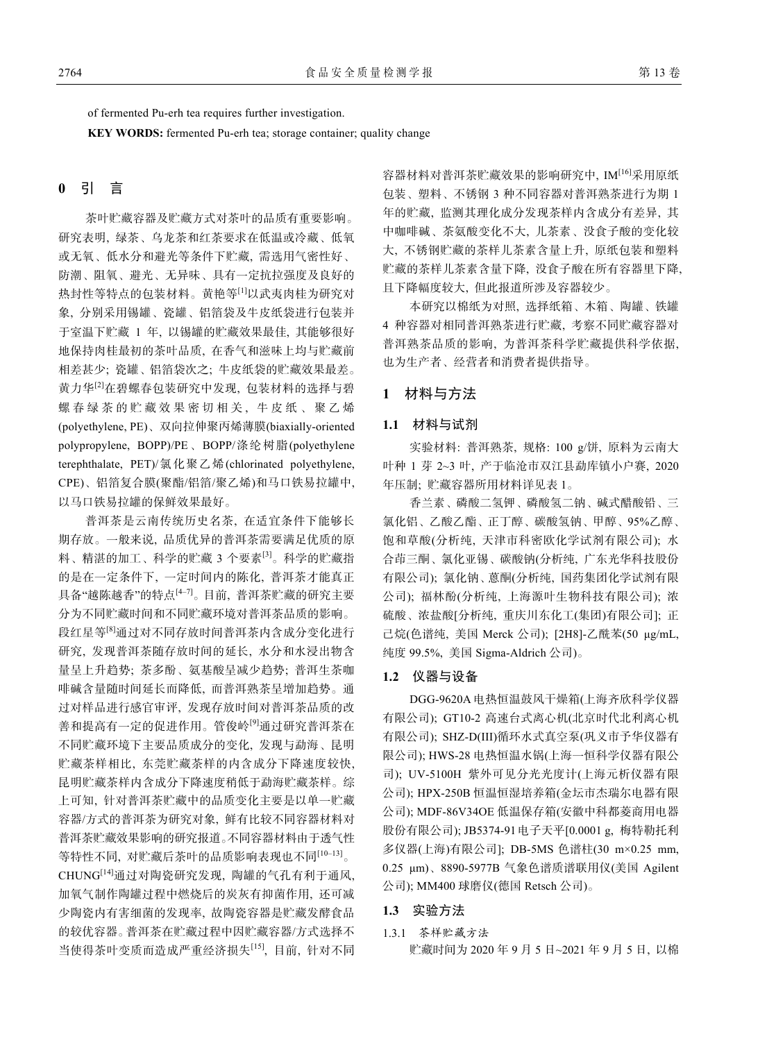of fermented Pu-erh tea requires further investigation.

**KEY WORDS:** fermented Pu-erh tea; storage container; quality change

## 0 引　言

茶叶贮藏容器及贮藏方式对茶叶的品质有重要影响。研究表明, 绿茶、乌龙茶和红茶要求在低温或冷藏、低氧或无氧、低水分和避光等条件下贮藏, 需选用气密性好、防潮、阻氧、避光、无异味、具有一定抗拉强度及良好的热封性等特点的包装材料。黄艳等[1]以武夷肉桂为研究对象, 分别采用锡罐、瓷罐、铝箔袋及牛皮纸袋进行包装并于室温下贮藏 1 年, 以锡罐的贮藏效果最佳, 其能够很好地保持肉桂最初的茶叶品质, 在香气和滋味上均与贮藏前相差甚少; 瓷罐、铝箔袋次之; 牛皮纸袋的贮藏效果最差。黄力华[2]在碧螺春包装研究中发现, 包装材料的选择与碧螺春绿茶的贮藏效果密切相关, 牛皮纸、聚乙烯(polyethylene, PE)、双向拉伸聚丙烯薄膜(biaxially-oriented polypropylene, BOPP)/PE、BOPP/涤纶树脂(polyethylene terephthalate, PET)/氯化聚乙烯(chlorinated polyethylene, CPE)、铝箔复合膜(聚酯/铝箔/聚乙烯)和马口铁易拉罐中, 以马口铁易拉罐的保鲜效果最好。

普洱茶是云南传统历史名茶, 在适宜条件下能够长期存放。一般来说, 品质优异的普洱茶需要满足优质的原料、精湛的加工、科学的贮藏 3 个要素[3]。科学的贮藏指的是在一定条件下, 一定时间内的陈化, 普洱茶才能真正具备“越陈越香”的特点[4–7]。目前, 普洱茶贮藏的研究主要分为不同贮藏时间和不同贮藏环境对普洱茶品质的影响。段红星等[8]通过对不同存放时间普洱茶内含成分变化进行研究, 发现普洱茶随存放时间的延长, 水分和水浸出物含量呈上升趋势; 茶多酚、氨基酸呈减少趋势; 普洱生茶咖啡碱含量随时间延长而降低, 而普洱熟茶呈增加趋势。通过对样品进行感官审评, 发现存放时间对普洱茶品质的改善和提高有一定的促进作用。管俊岭[9]通过研究普洱茶在不同贮藏环境下主要品质成分的变化, 发现与勐海、昆明贮藏茶样相比, 东莞贮藏茶样的内含成分下降速度较快, 昆明贮藏茶样内含成分下降速度稍低于勐海贮藏茶样。综上可知, 针对普洱茶贮藏中的品质变化主要是以单一贮藏容器/方式的普洱茶为研究对象, 鲜有比较不同容器材料对普洱茶贮藏效果影响的研究报道。不同容器材料由于透气性等特性不同, 对贮藏后茶叶的品质影响表现也不同[10–13]。CHUNG[14]通过对陶瓷研究发现, 陶罐的气孔有利于通风, 加氧气制作陶罐过程中燃烧后的炭灰有抑菌作用, 还可减少陶瓷内有害细菌的发现率, 故陶瓷容器是贮藏发酵食品的较优容器。普洱茶在贮藏过程中因贮藏容器/方式选择不当使得茶叶变质而造成严重经济损失[15], 目前, 针对不同容器材料对普洱茶贮藏效果的影响研究中, IM[16]采用原纸包装、塑料、不锈钢 3 种不同容器对普洱熟茶进行为期 1 年的贮藏, 监测其理化成分发现茶样内含成分有差异, 其中咖啡碱、茶氨酸变化不大, 儿茶素、没食子酸的变化较大, 不锈钢贮藏的茶样儿茶素含量上升, 原纸包装和塑料贮藏的茶样儿茶素含量下降, 没食子酸在所有容器里下降, 且下降幅度较大, 但此报道所涉及容器较少。

本研究以棉纸为对照, 选择纸箱、木箱、陶罐、铁罐 4 种容器对相同普洱熟茶进行贮藏, 考察不同贮藏容器对普洱熟茶品质的影响, 为普洱茶科学贮藏提供科学依据, 也为生产者、经营者和消费者提供指导。

## 1 材料与方法

### 1.1 材料与试剂

实验材料: 普洱熟茶, 规格: 100 g/饼, 原料为云南大叶种 1 芽 2~3 叶, 产于临沧市双江县勐库镇小户赛, 2020 年压制; 贮藏容器所用材料详见表 1。

香兰素、磷酸二氢钾、磷酸氢二钠、碱式醋酸铅、三氯化铝、乙酸乙酯、正丁醇、碳酸氢钠、甲醇、95%乙醇、饱和草酸(分析纯, 天津市科密欧化学试剂有限公司); 水合茚三酮、氯化亚锡、碳酸钠(分析纯, 广东光华科技股份有限公司); 氯化钠、蒽酮(分析纯, 国药集团化学试剂有限公司); 福林酚(分析纯, 上海源叶生物科技有限公司); 浓硫酸、浓盐酸[分析纯, 重庆川东化工(集团)有限公司]; 正己烷(色谱纯, 美国 Merck 公司); [2H8]-乙酰苯(50 μg/mL, 纯度 99.5%, 美国 Sigma-Aldrich 公司)。

### 1.2 仪器与设备

DGG-9620A 电热恒温鼓风干燥箱(上海齐欣科学仪器有限公司); GT10-2 高速台式离心机(北京时代北利离心机有限公司); SHZ-D(III)循环水式真空泵(巩义市予华仪器有限公司); HWS-28 电热恒温水锅(上海一恒科学仪器有限公司); UV-5100H 紫外可见分光光度计(上海元析仪器有限公司); HPX-250B 恒温恒湿培养箱(金坛市杰瑞尔电器有限公司); MDF-86V34OE 低温保存箱(安徽中科都菱商用电器股份有限公司); JB5374-91 电子天平[0.0001 g, 梅特勒托利多仪器(上海)有限公司]; DB-5MS 色谱柱(30 m×0.25 mm, 0.25 μm)、8890-5977B 气象色谱质谱联用仪(美国 Agilent 公司); MM400 球磨仪(德国 Retsch 公司)。

### 1.3 实验方法

#### 1.3.1 茶样贮藏方法

贮藏时间为 2020 年 9 月 5 日~2021 年 9 月 5 日, 以棉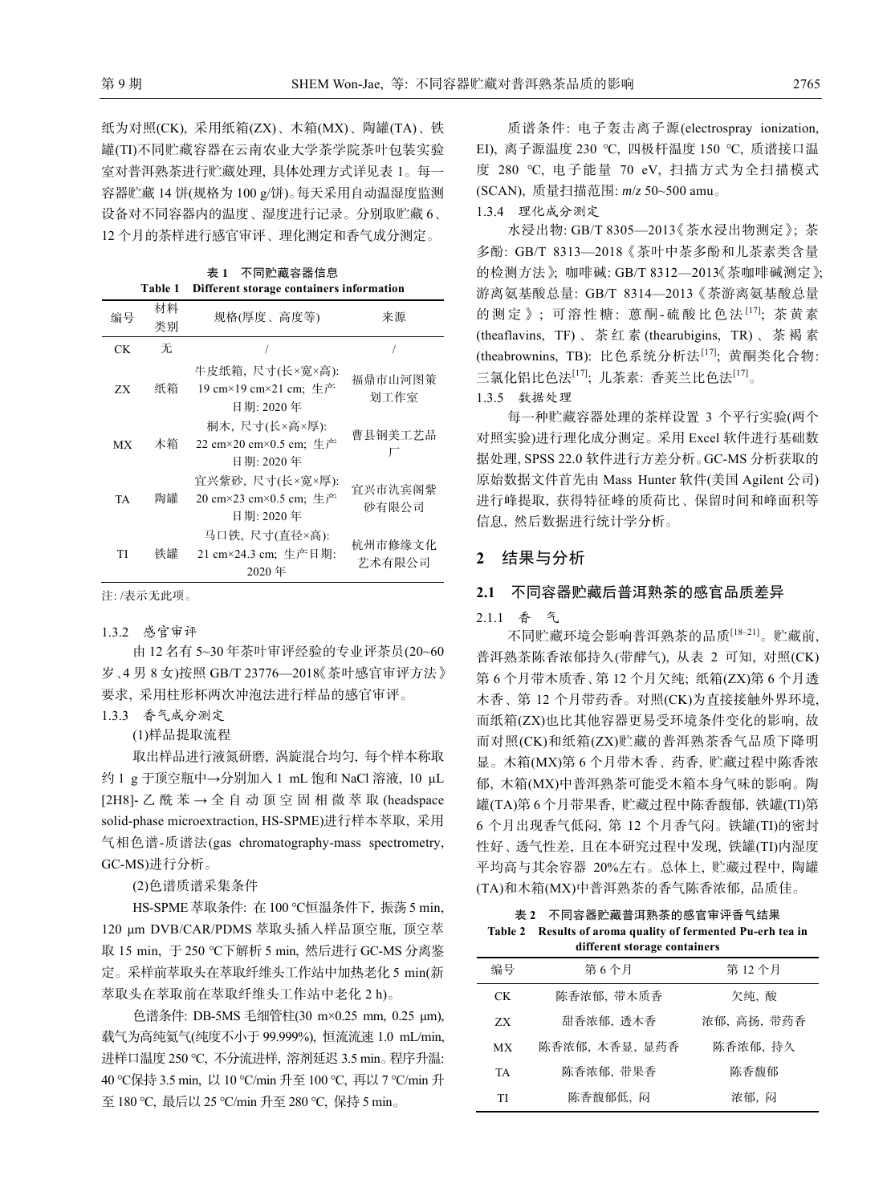纸为对照(CK), 采用纸箱(ZX)、木箱(MX)、陶罐(TA)、铁罐(TI)不同贮藏容器在云南农业大学茶学院茶叶包装实验室对普洱熟茶进行贮藏处理, 具体处理方式详见表 1。每一容器贮藏 14 饼(规格为 100 g/饼)。每天采用自动温湿度监测设备对不同容器内的温度、湿度进行记录。分别取贮藏 6、12 个月的茶样进行感官审评、理化测定和香气成分测定。

**表 1 不同贮藏容器信息**
**Table 1 Different storage containers information**

| 编号 | 材料类别 | 规格(厚度、高度等) | 来源 |
|---|---|---|---|
| CK | 无 | / | / |
| ZX | 纸箱 | 牛皮纸箱, 尺寸(长×宽×高): 19 cm×19 cm×21 cm; 生产日期: 2020 年 | 福鼎市山河图策划工作室 |
| MX | 木箱 | 桐木, 尺寸(长×高×厚): 22 cm×20 cm×0.5 cm; 生产日期: 2020 年 | 曹县钢美工艺品厂 |
| TA | 陶罐 | 宜兴紫砂, 尺寸(长×宽×厚): 20 cm×23 cm×0.5 cm; 生产日期: 2020 年 | 宜兴市氿宾阁紫砂有限公司 |
| TI | 铁罐 | 马口铁, 尺寸(直径×高): 21 cm×24.3 cm; 生产日期: 2020 年 | 杭州市修缘文化艺术有限公司 |

注: /表示无此项。

1.3.2 感官审评

由 12 名有 5~30 年茶叶审评经验的专业评茶员(20~60 岁、4 男 8 女)按照 GB/T 23776—2018《茶叶感官审评方法》要求, 采用柱形杯两次冲泡法进行样品的感官审评。

1.3.3 香气成分测定

(1)样品提取流程

取出样品进行液氮研磨, 涡旋混合均匀, 每个样本称取约 1 g 于顶空瓶中→分别加入 1 mL 饱和 NaCl 溶液, 10 μL [2H8]-乙酰苯→全自动顶空固相微萃取(headspace solid-phase microextraction, HS-SPME)进行样本萃取, 采用气相色谱-质谱法(gas chromatography-mass spectrometry, GC-MS)进行分析。

(2)色谱质谱采集条件

HS-SPME 萃取条件: 在 100 ℃恒温条件下, 振荡 5 min, 120 μm DVB/CAR/PDMS 萃取头插入样品顶空瓶, 顶空萃取 15 min, 于 250 ℃下解析 5 min, 然后进行 GC-MS 分离鉴定。采样前萃取头在萃取纤维头工作站中加热老化 5 min(新萃取头在萃取前在萃取纤维头工作站中老化 2 h)。

色谱条件: DB-5MS 毛细管柱(30 m×0.25 mm, 0.25 μm), 载气为高纯氦气(纯度不小于 99.999%), 恒流流速 1.0 mL/min, 进样口温度 250 ℃, 不分流进样, 溶剂延迟 3.5 min。程序升温: 40 ℃保持 3.5 min, 以 10 ℃/min 升至 100 ℃, 再以 7 ℃/min 升至 180 ℃, 最后以 25 ℃/min 升至 280 ℃, 保持 5 min。

质谱条件: 电子轰击离子源(electrospray ionization, EI), 离子源温度 230 ℃, 四极杆温度 150 ℃, 质谱接口温度 280 ℃, 电子能量 70 eV, 扫描方式为全扫描模式(SCAN), 质量扫描范围: $m/z$ 50~500 amu。

1.3.4 理化成分测定

水浸出物: GB/T 8305—2013《茶水浸出物测定》; 茶多酚: GB/T 8313—2018《茶叶中茶多酚和儿茶素类含量的检测方法》; 咖啡碱: GB/T 8312—2013《茶咖啡碱测定》; 游离氨基酸总量: GB/T 8314—2013《茶游离氨基酸总量的测定》; 可溶性糖: 蒽酮-硫酸比色法[17]; 茶黄素(theaflavins, TF)、茶红素(thearubigins, TR)、茶褐素(theabrownins, TB): 比色系统分析法[17]; 黄酮类化合物: 三氯化铝比色法[17]; 儿茶素: 香荚兰比色法[17]。

1.3.5 数据处理

每一种贮藏容器处理的茶样设置 3 个平行实验(两个对照实验)进行理化成分测定。采用 Excel 软件进行基础数据处理, SPSS 22.0 软件进行方差分析。GC-MS 分析获取的原始数据文件首先由 Mass Hunter 软件(美国 Agilent 公司)进行峰提取, 获得特征峰的质荷比、保留时间和峰面积等信息, 然后数据进行统计学分析。

## 2 结果与分析

### 2.1 不同容器贮藏后普洱熟茶的感官品质差异

2.1.1 香 气

不同贮藏环境会影响普洱熟茶的品质[18–21]。贮藏前, 普洱熟茶陈香浓郁持久(带酵气), 从表 2 可知, 对照(CK)第 6 个月带木质香、第 12 个月欠纯; 纸箱(ZX)第 6 个月透木香、第 12 个月带药香。对照(CK)为直接接触外界环境, 而纸箱(ZX)也比其他容器更易受环境条件变化的影响, 故而对照(CK)和纸箱(ZX)贮藏的普洱熟茶香气品质下降明显。木箱(MX)第 6 个月带木香、药香, 贮藏过程中陈香浓郁, 木箱(MX)中普洱熟茶可能受木箱本身气味的影响。陶罐(TA)第 6 个月带果香, 贮藏过程中陈香馥郁, 铁罐(TI)第 6 个月出现香气低闷, 第 12 个月香气闷。铁罐(TI)的密封性好、透气性差, 且在本研究过程中发现, 铁罐(TI)内湿度平均高与其余容器 20%左右。总体上, 贮藏过程中, 陶罐(TA)和木箱(MX)中普洱熟茶的香气陈香浓郁, 品质佳。

**表 2 不同容器贮藏普洱熟茶的感官审评香气结果**
**Table 2 Results of aroma quality of fermented Pu-erh tea in different storage containers**

| 编号 | 第 6 个月 | 第 12 个月 |
|---|---|---|
| CK | 陈香浓郁, 带木质香 | 欠纯, 酸 |
| ZX | 甜香浓郁, 透木香 | 浓郁, 高扬, 带药香 |
| MX | 陈香浓郁, 木香显, 显药香 | 陈香浓郁, 持久 |
| TA | 陈香浓郁, 带果香 | 陈香馥郁 |
| TI | 陈香馥郁低, 闷 | 浓郁, 闷 |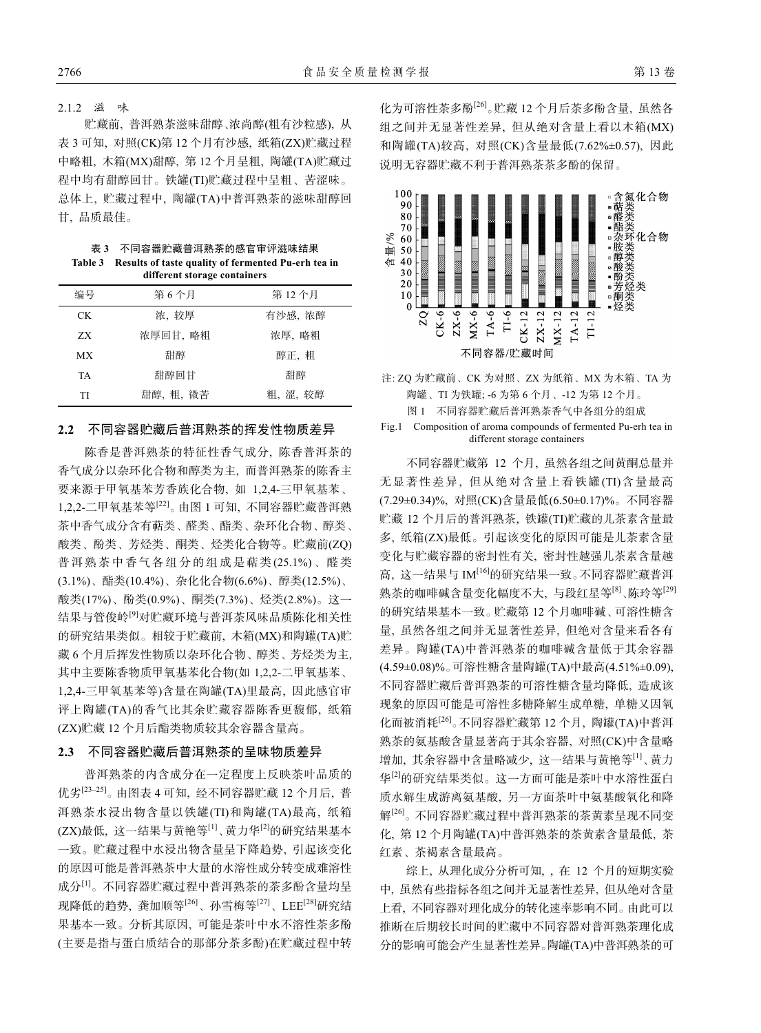#### 2.1.2 滋　味

贮藏前, 普洱熟茶滋味甜醇、浓尚醇(粗有沙粒感), 从表 3 可知, 对照(CK)第 12 个月有沙感, 纸箱(ZX)贮藏过程中略粗, 木箱(MX)甜醇, 第 12 个月呈粗, 陶罐(TA)贮藏过程中均有甜醇回甘。铁罐(TI)贮藏过程中呈粗、苦涩味。总体上, 贮藏过程中, 陶罐(TA)中普洱熟茶的滋味甜醇回甘, 品质最佳。

**表 3　不同容器贮藏普洱熟茶的感官审评滋味结果**
**Table 3　Results of taste quality of fermented Pu-erh tea in different storage containers**

| 编号 | 第 6 个月 | 第 12 个月 |
| --- | --- | --- |
| CK | 浓, 较厚 | 有沙感, 浓醇 |
| ZX | 浓厚回甘, 略粗 | 浓厚, 略粗 |
| MX | 甜醇 | 醇正, 粗 |
| TA | 甜醇回甘 | 甜醇 |
| TI | 甜醇, 粗, 微苦 | 粗, 涩, 较醇 |

### 2.2　不同容器贮藏后普洱熟茶的挥发性物质差异

陈香是普洱熟茶的特征性香气成分, 陈香普洱茶的香气成分以杂环化合物和醇类为主, 而普洱熟茶的陈香主要来源于甲氧基苯芳香族化合物, 如 1,2,4-三甲氧基苯、1,2,2-二甲氧基苯等[22]。由图 1 可知, 不同容器贮藏普洱熟茶中香气成分含有萜类、醛类、酯类、杂环化合物、醇类、酸类、酚类、芳烃类、酮类、烃类化合物等。贮藏前(ZQ)普洱熟茶中香气各组分的组成是萜类(25.1%)、醛类(3.1%)、酯类(10.4%)、杂化化合物(6.6%)、醇类(12.5%)、酸类(17%)、酚类(0.9%)、酮类(7.3%)、烃类(2.8%)。这一结果与管俊岭[9]对贮藏环境与普洱茶风味品质陈化相关性的研究结果类似。相较于贮藏前, 木箱(MX)和陶罐(TA)贮藏 6 个月后挥发性物质以杂环化合物、醇类、芳烃类为主, 其中主要陈香物质甲氧基苯化合物(如 1,2,2-二甲氧基苯、1,2,4-三甲氧基苯等)含量在陶罐(TA)里最高, 因此感官审评上陶罐(TA)的香气比其余贮藏容器陈香更馥郁, 纸箱(ZX)贮藏 12 个月后酯类物质较其余容器含量高。

### 2.3　不同容器贮藏后普洱熟茶的呈味物质差异

普洱熟茶的内含成分在一定程度上反映茶叶品质的优劣[23–25]。由图表 4 可知, 经不同容器贮藏 12 个月后, 普洱熟茶水浸出物含量以铁罐(TI)和陶罐(TA)最高, 纸箱(ZX)最低, 这一结果与黄艳等[1]、黄力华[2]的研究结果基本一致。贮藏过程中水浸出物含量呈下降趋势, 引起该变化的原因可能是普洱熟茶中大量的水溶性成分转变成难溶性成分[1]。不同容器贮藏过程中普洱熟茶的茶多酚含量均呈现降低的趋势, 龚加顺等[26]、孙雪梅等[27]、LEE[28]研究结果基本一致。分析其原因, 可能是茶叶中水不溶性茶多酚(主要是指与蛋白质结合的那部分茶多酚)在贮藏过程中转化为可溶性茶多酚[26]。贮藏 12 个月后茶多酚含量, 虽然各组之间并无显著性差异, 但从绝对含量上看以木箱(MX)和陶罐(TA)较高, 对照(CK)含量最低(7.62%±0.57), 因此说明无容器贮藏不利于普洱熟茶茶多酚的保留。

注: ZQ 为贮藏前、CK 为对照、ZX 为纸箱、MX 为木箱、TA 为陶罐、TI 为铁罐; -6 为第 6 个月、-12 为第 12 个月。

图 1　不同容器贮藏后普洱熟茶香气中各组分的组成

Fig.1　Composition of aroma compounds of fermented Pu-erh tea in different storage containers

不同容器贮藏第 12 个月, 虽然各组之间黄酮总量并无显著性差异, 但从绝对含量看铁罐(TI)含量最高(7.29±0.34)%, 对照(CK)含量最低(6.50±0.17)%。不同容器贮藏 12 个月后的普洱熟茶, 铁罐(TI)贮藏的儿茶素含量最多, 纸箱(ZX)最低。引起该变化的原因可能是儿茶素含量变化与贮藏容器的密封性有关, 密封性越强儿茶素含量越高, 这一结果与 IM[16]的研究结果一致。不同容器贮藏普洱熟茶的咖啡碱含量变化幅度不大, 与段红星等[8]、陈玲等[29]的研究结果基本一致。贮藏第 12 个月咖啡碱、可溶性糖含量, 虽然各组之间并无显著性差异, 但绝对含量来看各有差异。陶罐(TA)中普洱熟茶的咖啡碱含量低于其余容器(4.59±0.08)%。可溶性糖含量陶罐(TA)中最高(4.51%±0.09), 不同容器贮藏后普洱熟茶的可溶性糖含量均降低, 造成该现象的原因可能是可溶性多糖降解生成单糖, 单糖又因氧化而被消耗[26]。不同容器贮藏第 12 个月, 陶罐(TA)中普洱熟茶的氨基酸含量显著高于其余容器, 对照(CK)中含量略增加, 其余容器中含量略减少, 这一结果与黄艳等[1]、黄力华[2]的研究结果类似。这一方面可能是茶叶中水溶性蛋白质水解生成游离氨基酸, 另一方面茶叶中氨基酸氧化和降解[26]。不同容器贮藏过程中普洱熟茶的茶黄素呈现不同变化, 第 12 个月陶罐(TA)中普洱熟茶的茶黄素含量最低, 茶红素、茶褐素含量最高。

综上, 从理化成分分析可知, , 在 12 个月的短期实验中, 虽然有些指标各组之间并无显著性差异, 但从绝对含量上看, 不同容器对理化成分的转化速率影响不同。由此可以推断在后期较长时间的贮藏中不同容器对普洱熟茶理化成分的影响可能会产生显著性差异。陶罐(TA)中普洱熟茶的可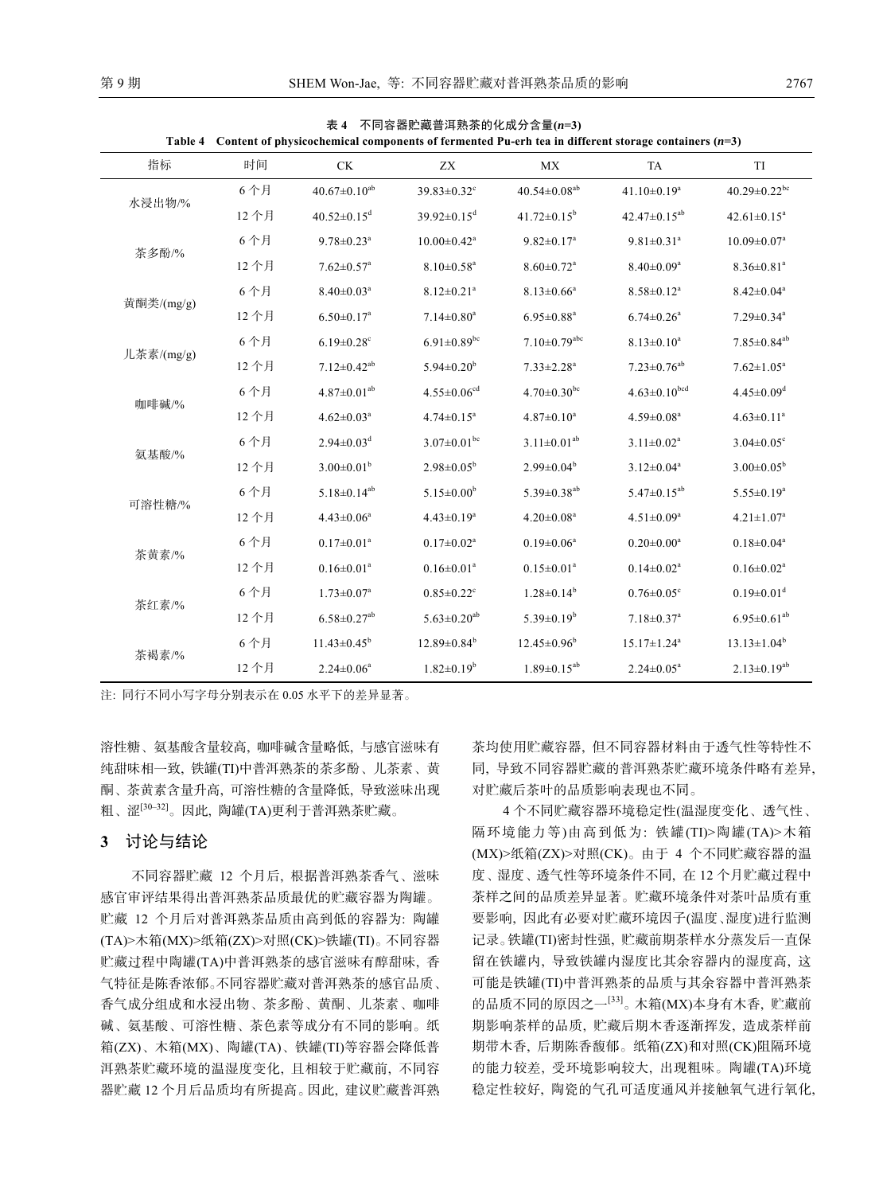表 4 不同容器贮藏普洱熟茶的化成分含量($n$=3)

**Table 4 Content of physicochemical components of fermented Pu-erh tea in different storage containers ($n$=3)**

| 指标 | 时间 | CK | ZX | MX | TA | TI |
|---|---|---|---|---|---|---|
| 水浸出物/% | 6 个月 | $40.67\pm0.10^{ab}$ | $39.83\pm0.32^{c}$ | $40.54\pm0.08^{ab}$ | $41.10\pm0.19^{a}$ | $40.29\pm0.22^{bc}$ |
| | 12 个月 | $40.52\pm0.15^{d}$ | $39.92\pm0.15^{d}$ | $41.72\pm0.15^{b}$ | $42.47\pm0.15^{ab}$ | $42.61\pm0.15^{a}$ |
| 茶多酚/% | 6 个月 | $9.78\pm0.23^{a}$ | $10.00\pm0.42^{a}$ | $9.82\pm0.17^{a}$ | $9.81\pm0.31^{a}$ | $10.09\pm0.07^{a}$ |
| | 12 个月 | $7.62\pm0.57^{a}$ | $8.10\pm0.58^{a}$ | $8.60\pm0.72^{a}$ | $8.40\pm0.09^{a}$ | $8.36\pm0.81^{a}$ |
| 黄酮类/(mg/g) | 6 个月 | $8.40\pm0.03^{a}$ | $8.12\pm0.21^{a}$ | $8.13\pm0.66^{a}$ | $8.58\pm0.12^{a}$ | $8.42\pm0.04^{a}$ |
| | 12 个月 | $6.50\pm0.17^{a}$ | $7.14\pm0.80^{a}$ | $6.95\pm0.88^{a}$ | $6.74\pm0.26^{a}$ | $7.29\pm0.34^{a}$ |
| 儿茶素/(mg/g) | 6 个月 | $6.19\pm0.28^{c}$ | $6.91\pm0.89^{bc}$ | $7.10\pm0.79^{abc}$ | $8.13\pm0.10^{a}$ | $7.85\pm0.84^{ab}$ |
| | 12 个月 | $7.12\pm0.42^{ab}$ | $5.94\pm0.20^{b}$ | $7.33\pm2.28^{a}$ | $7.23\pm0.76^{ab}$ | $7.62\pm1.05^{a}$ |
| 咖啡碱/% | 6 个月 | $4.87\pm0.01^{ab}$ | $4.55\pm0.06^{cd}$ | $4.70\pm0.30^{bc}$ | $4.63\pm0.10^{bcd}$ | $4.45\pm0.09^{d}$ |
| | 12 个月 | $4.62\pm0.03^{a}$ | $4.74\pm0.15^{a}$ | $4.87\pm0.10^{a}$ | $4.59\pm0.08^{a}$ | $4.63\pm0.11^{a}$ |
| 氨基酸/% | 6 个月 | $2.94\pm0.03^{d}$ | $3.07\pm0.01^{bc}$ | $3.11\pm0.01^{ab}$ | $3.11\pm0.02^{a}$ | $3.04\pm0.05^{c}$ |
| | 12 个月 | $3.00\pm0.01^{b}$ | $2.98\pm0.05^{b}$ | $2.99\pm0.04^{b}$ | $3.12\pm0.04^{a}$ | $3.00\pm0.05^{b}$ |
| 可溶性糖/% | 6 个月 | $5.18\pm0.14^{ab}$ | $5.15\pm0.00^{b}$ | $5.39\pm0.38^{ab}$ | $5.47\pm0.15^{ab}$ | $5.55\pm0.19^{a}$ |
| | 12 个月 | $4.43\pm0.06^{a}$ | $4.43\pm0.19^{a}$ | $4.20\pm0.08^{a}$ | $4.51\pm0.09^{a}$ | $4.21\pm1.07^{a}$ |
| 茶黄素/% | 6 个月 | $0.17\pm0.01^{a}$ | $0.17\pm0.02^{a}$ | $0.19\pm0.06^{a}$ | $0.20\pm0.00^{a}$ | $0.18\pm0.04^{a}$ |
| | 12 个月 | $0.16\pm0.01^{a}$ | $0.16\pm0.01^{a}$ | $0.15\pm0.01^{a}$ | $0.14\pm0.02^{a}$ | $0.16\pm0.02^{a}$ |
| 茶红素/% | 6 个月 | $1.73\pm0.07^{a}$ | $0.85\pm0.22^{c}$ | $1.28\pm0.14^{b}$ | $0.76\pm0.05^{c}$ | $0.19\pm0.01^{d}$ |
| | 12 个月 | $6.58\pm0.27^{ab}$ | $5.63\pm0.20^{ab}$ | $5.39\pm0.19^{b}$ | $7.18\pm0.37^{a}$ | $6.95\pm0.61^{ab}$ |
| 茶褐素/% | 6 个月 | $11.43\pm0.45^{b}$ | $12.89\pm0.84^{b}$ | $12.45\pm0.96^{b}$ | $15.17\pm1.24^{a}$ | $13.13\pm1.04^{b}$ |
| | 12 个月 | $2.24\pm0.06^{a}$ | $1.82\pm0.19^{b}$ | $1.89\pm0.15^{ab}$ | $2.24\pm0.05^{a}$ | $2.13\pm0.19^{ab}$ |

注: 同行不同小写字母分别表示在 0.05 水平下的差异显著。

溶性糖、氨基酸含量较高, 咖啡碱含量略低, 与感官滋味有纯甜味相一致, 铁罐(TI)中普洱熟茶的茶多酚、儿茶素、黄酮、茶黄素含量升高, 可溶性糖的含量降低, 导致滋味出现粗、涩[30–32]。因此, 陶罐(TA)更利于普洱熟茶贮藏。

## 3 讨论与结论

不同容器贮藏 12 个月后, 根据普洱熟茶香气、滋味感官审评结果得出普洱熟茶品质最优的贮藏容器为陶罐。贮藏 12 个月后对普洱熟茶品质由高到低的容器为: 陶罐(TA)>木箱(MX)>纸箱(ZX)>对照(CK)>铁罐(TI)。不同容器贮藏过程中陶罐(TA)中普洱熟茶的感官滋味有醇甜味, 香气特征是陈香浓郁。不同容器贮藏对普洱熟茶的感官品质、香气成分组成和水浸出物、茶多酚、黄酮、儿茶素、咖啡碱、氨基酸、可溶性糖、茶色素等成分有不同的影响。纸箱(ZX)、木箱(MX)、陶罐(TA)、铁罐(TI)等容器会降低普洱熟茶贮藏环境的温湿度变化, 且相较于贮藏前, 不同容器贮藏 12 个月后品质均有所提高。因此, 建议贮藏普洱熟茶均使用贮藏容器, 但不同容器材料由于透气性等特性不同, 导致不同容器贮藏的普洱熟茶贮藏环境条件略有差异, 对贮藏后茶叶的品质影响表现也不同。

4 个不同贮藏容器环境稳定性(温湿度变化、透气性、隔环境能力等)由高到低为: 铁罐(TI)>陶罐(TA)>木箱(MX)>纸箱(ZX)>对照(CK)。由于 4 个不同贮藏容器的温度、湿度、透气性等环境条件不同, 在 12 个月贮藏过程中茶样之间的品质差异显著。贮藏环境条件对茶叶品质有重要影响, 因此有必要对贮藏环境因子(温度、湿度)进行监测记录。铁罐(TI)密封性强, 贮藏前期茶样水分蒸发后一直保留在铁罐内, 导致铁罐内湿度比其余容器内的湿度高, 这可能是铁罐(TI)中普洱熟茶的品质与其余容器中普洱熟茶的品质不同的原因之一[33]。木箱(MX)本身有木香, 贮藏前期影响茶样的品质, 贮藏后期木香逐渐挥发, 造成茶样前期带木香, 后期陈香馥郁。纸箱(ZX)和对照(CK)阻隔环境的能力较差, 受环境影响较大, 出现粗味。陶罐(TA)环境稳定性较好, 陶瓷的气孔可适度通风并接触氧气进行氧化,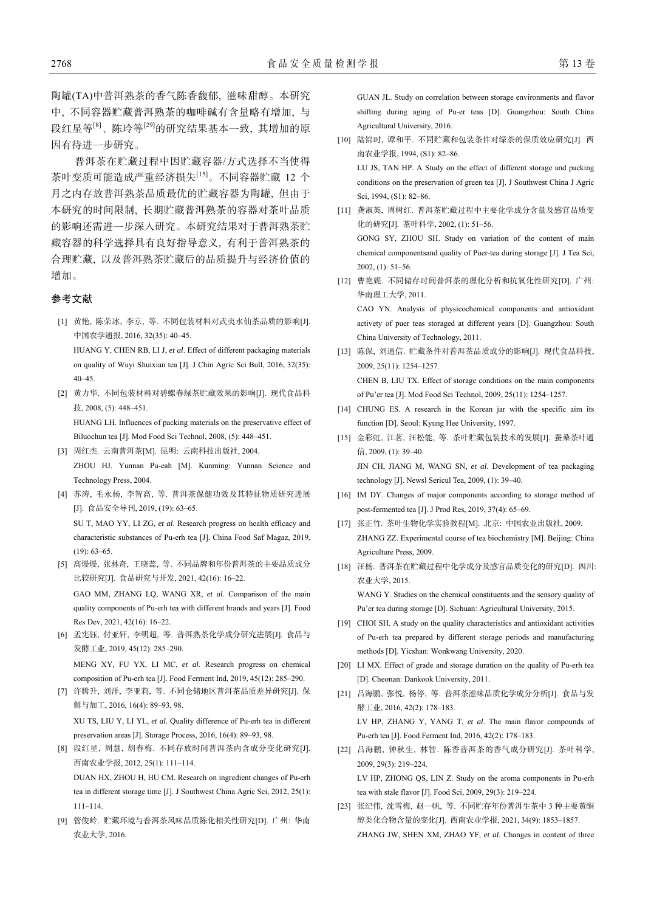陶罐(TA)中普洱熟茶的香气陈香馥郁，滋味甜醇。本研究中，不同容器贮藏普洱熟茶的咖啡碱有含量略有增加，与段红星等[8]、陈玲等[29]的研究结果基本一致，其增加的原因有待进一步研究。

普洱茶在贮藏过程中因贮藏容器/方式选择不当使得茶叶变质可能造成严重经济损失[15]。不同容器贮藏 12 个月之内存放普洱熟茶品质最优的贮藏容器为陶罐，但由于本研究的时间限制，长期贮藏普洱熟茶的容器对茶叶品质的影响还需进一步深入研究。本研究结果对于普洱熟茶贮藏容器的科学选择具有良好指导意义，有利于普洱熟茶的合理贮藏，以及普洱熟茶贮藏后的品质提升与经济价值的增加。

## 参考文献

[1] 黄艳，陈荣冰，李京，等. 不同包装材料对武夷水仙茶品质的影响[J]. 中国农学通报, 2016, 32(35): 40–45.
HUANG Y, CHEN RB, LI J, *et al*. Effect of different packaging materials on quality of Wuyi Shuixian tea [J]. J Chin Agric Sci Bull, 2016, 32(35): 40–45.

[2] 黄力华. 不同包装材料对碧螺春绿茶贮藏效果的影响[J]. 现代食品科技, 2008, (5): 448–451.
HUANG LH. Influences of packing materials on the preservative effect of Biluochun tea [J]. Mod Food Sci Technol, 2008, (5): 448–451.

[3] 周红杰. 云南普洱茶[M]. 昆明：云南科技出版社, 2004.
ZHOU HJ. Yunnan Pu-eah [M]. Kunming: Yunnan Science and Technology Press, 2004.

[4] 苏涛，毛永杨，李智高，等. 普洱茶保健功效及其特征物质研究进展[J]. 食品安全导刊, 2019, (19): 63–65.
SU T, MAO YY, LI ZG, *et al*. Research progress on health efficacy and characteristic substances of Pu-erh tea [J]. China Food Saf Magaz, 2019, (19): 63–65.

[5] 高熳熳，张林奇，王晓蕊，等. 不同品牌和年份普洱茶的主要品质成分比较研究[J]. 食品研究与开发, 2021, 42(16): 16–22.
GAO MM, ZHANG LQ, WANG XR, *et al*. Comparison of the main quality components of Pu-erh tea with different brands and years [J]. Food Res Dev, 2021, 42(16): 16–22.

[6] 孟宪钰，付亚轩，李明超，等. 普洱熟茶化学成分研究进展[J]. 食品与发酵工业, 2019, 45(12): 285–290.
MENG XY, FU YX, LI MC, *et al*. Research progress on chemical composition of Pu-erh tea [J]. Food Ferment Ind, 2019, 45(12): 285–290.

[7] 许腾升，刘洋，李亚莉，等. 不同仓储地区普洱茶品质差异研究[J]. 保鲜与加工, 2016, 16(4): 89–93, 98.
XU TS, LIU Y, LI YL, *et al*. Quality difference of Pu-erh tea in different preservation areas [J]. Storage Process, 2016, 16(4): 89–93, 98.

[8] 段红星，周慧，胡春梅. 不同存放时间普洱茶内含成分变化研究[J]. 西南农业学报, 2012, 25(1): 111–114.
DUAN HX, ZHOU H, HU CM. Research on ingredient changes of Pu-erh tea in different storage time [J]. J Southwest China Agric Sci, 2012, 25(1): 111–114.

[9] 管俊岭. 贮藏环境与普洱茶风味品质陈化相关性研究[D]. 广州：华南农业大学, 2016.
GUAN JL. Study on correlation between storage environments and flavor shifting during aging of Pu-er teas [D]. Guangzhou: South China Agricultural University, 2016.

[10] 陆锦时，谭和平. 不同贮藏和包装条件对绿茶的保质效应研究[J]. 西南农业学报, 1994, (S1): 82–86.
LU JS, TAN HP. A Study on the effect of different storage and packing conditions on the preservation of green tea [J]. J Southwest China J Agric Sci, 1994, (S1): 82–86.

[11] 龚淑英，周树红. 普洱茶贮藏过程中主要化学成分含量及感官品质变化的研究[J]. 茶叶科学, 2002, (1): 51–56.
GONG SY, ZHOU SH. Study on variation of the content of main chemical componentsand quality of Puer-tea during storage [J]. J Tea Sci, 2002, (1): 51–56.

[12] 曹艳妮. 不同储存时间普洱茶的理化分析和抗氧化性研究[D]. 广州：华南理工大学, 2011.
CAO YN. Analysis of physicochemical components and antioxidant activety of puer teas storaged at different years [D]. Guangzhou: South China University of Technology, 2011.

[13] 陈保，刘通信. 贮藏条件对普洱茶品质成分的影响[J]. 现代食品科技, 2009, 25(11): 1254–1257.
CHEN B, LIU TX. Effect of storage conditions on the main components of Pu'er tea [J]. Mod Food Sci Technol, 2009, 25(11): 1254–1257.

[14] CHUNG ES. A research in the Korean jar with the specific aim its function [D]. Seoul: Kyung Hee University, 1997.

[15] 金彩虹，江茗，汪松能，等. 茶叶贮藏包装技术的发展[J]. 蚕桑茶叶通信, 2009, (1): 39–40.
JIN CH, JIANG M, WANG SN, *et al*. Development of tea packaging technology [J]. Newsl Sericul Tea, 2009, (1): 39–40.

[16] IM DY. Changes of major components according to storage method of post-fermented tea [J]. J Prod Res, 2019, 37(4): 65–69.

[17] 张正竹. 茶叶生物化学实验教程[M]. 北京：中国农业出版社, 2009.
ZHANG ZZ. Experimental course of tea biochemistry [M]. Beijing: China Agriculture Press, 2009.

[18] 汪杨. 普洱茶在贮藏过程中化学成分及感官品质变化的研究[D]. 四川：农业大学, 2015.
WANG Y. Studies on the chemical constituents and the sensory quality of Pu'er tea during storage [D]. Sichuan: Agricultural University, 2015.

[19] CHOI SH. A study on the quality characteristics and antioxidant activities of Pu-erh tea prepared by different storage periods and manufacturing methods [D]. Yicshan: Wonkwang University, 2020.

[20] LI MX. Effect of grade and storage duration on the quality of Pu-erh tea [D]. Cheonan: Dankook University, 2011.

[21] 吕海鹏，张悦，杨停，等. 普洱茶滋味品质化学成分分析[J]. 食品与发酵工业, 2016, 42(2): 178–183.
LV HP, ZHANG Y, YANG T, *et al*. The main flavor compounds of Pu-erh tea [J]. Food Ferment Ind, 2016, 42(2): 178–183.

[22] 吕海鹏，钟秋生，林智. 陈香普洱茶的香气成分研究[J]. 茶叶科学, 2009, 29(3): 219–224.
LV HP, ZHONG QS, LIN Z. Study on the aroma components in Pu-erh tea with stale flavor [J]. Food Sci, 2009, 29(3): 219–224.

[23] 张纪伟，沈雪梅，赵一帆，等. 不同贮存年份普洱生茶中 3 种主要黄酮醇类化合物含量的变化[J]. 西南农业学报, 2021, 34(9): 1853–1857.
ZHANG JW, SHEN XM, ZHAO YF, *et al*. Changes in content of three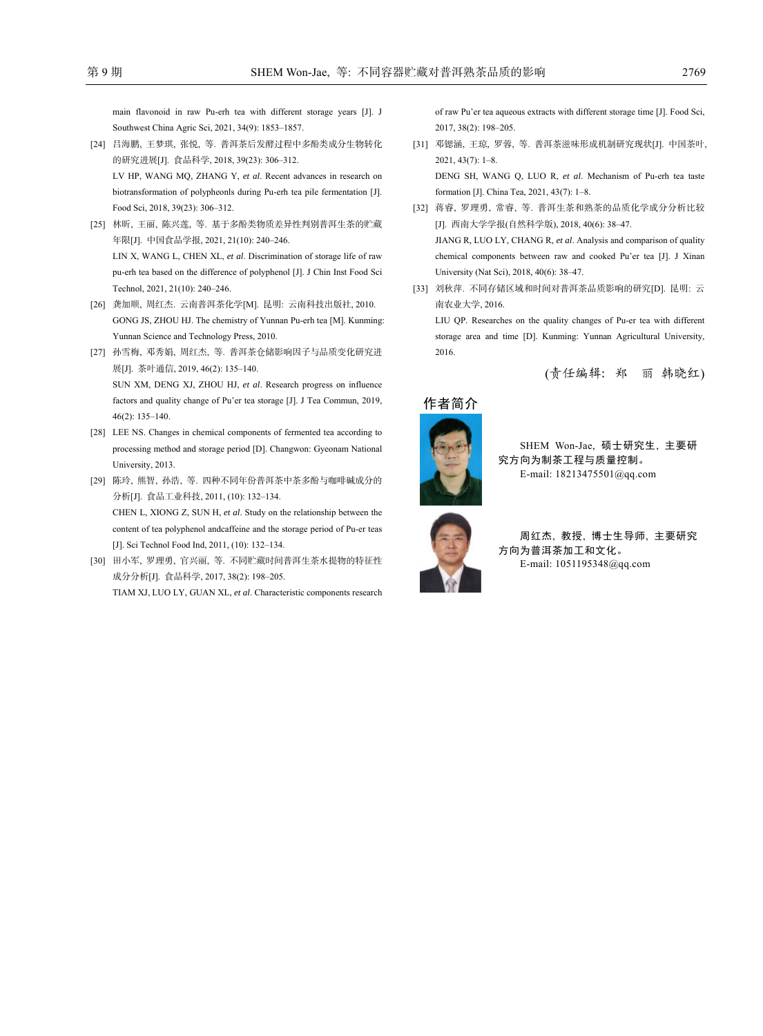main flavonoid in raw Pu-erh tea with different storage years [J]. J Southwest China Agric Sci, 2021, 34(9): 1853–1857.

[24] 吕海鹏, 王梦琪, 张悦, 等. 普洱茶后发酵过程中多酚类成分生物转化的研究进展[J]. 食品科学, 2018, 39(23): 306–312.
LV HP, WANG MQ, ZHANG Y, *et al*. Recent advances in research on biotransformation of polypheonls during Pu-erh tea pile fermentation [J]. Food Sci, 2018, 39(23): 306–312.

[25] 林昕, 王丽, 陈兴莲, 等. 基于多酚类物质差异性判别普洱生茶的贮藏年限[J]. 中国食品学报, 2021, 21(10): 240–246.
LIN X, WANG L, CHEN XL, *et al*. Discrimination of storage life of raw pu-erh tea based on the difference of polyphenol [J]. J Chin Inst Food Sci Technol, 2021, 21(10): 240–246.

[26] 龚加顺, 周红杰. 云南普洱茶化学[M]. 昆明: 云南科技出版社, 2010.
GONG JS, ZHOU HJ. The chemistry of Yunnan Pu-erh tea [M]. Kunming: Yunnan Science and Technology Press, 2010.

[27] 孙雪梅, 邓秀娟, 周红杰, 等. 普洱茶仓储影响因子与品质变化研究进展[J]. 茶叶通信, 2019, 46(2): 135–140.
SUN XM, DENG XJ, ZHOU HJ, *et al*. Research progress on influence factors and quality change of Pu'er tea storage [J]. J Tea Commun, 2019, 46(2): 135–140.

[28] LEE NS. Changes in chemical components of fermented tea according to processing method and storage period [D]. Changwon: Gyeonam National University, 2013.

[29] 陈玲, 熊智, 孙浩, 等. 四种不同年份普洱茶中茶多酚与咖啡碱成分的分析[J]. 食品工业科技, 2011, (10): 132–134.
CHEN L, XIONG Z, SUN H, *et al*. Study on the relationship between the content of tea polyphenol andcaffeine and the storage period of Pu-er teas [J]. Sci Technol Food Ind, 2011, (10): 132–134.

[30] 田小军, 罗理勇, 官兴丽, 等. 不同贮藏时间普洱生茶水提物的特征性成分分析[J]. 食品科学, 2017, 38(2): 198–205.
TIAM XJ, LUO LY, GUAN XL, *et al*. Characteristic components research of raw Pu'er tea aqueous extracts with different storage time [J]. Food Sci, 2017, 38(2): 198–205.

[31] 邓锶涵, 王琼, 罗蓉, 等. 普洱茶滋味形成机制研究现状[J]. 中国茶叶, 2021, 43(7): 1–8.
DENG SH, WANG Q, LUO R, *et al*. Mechanism of Pu-erh tea taste formation [J]. China Tea, 2021, 43(7): 1–8.

[32] 蒋睿, 罗理勇, 常睿, 等. 普洱生茶和熟茶的品质化学成分分析比较[J]. 西南大学学报(自然科学版), 2018, 40(6): 38–47.
JIANG R, LUO LY, CHANG R, *et al*. Analysis and comparison of quality chemical components between raw and cooked Pu'er tea [J]. J Xinan University (Nat Sci), 2018, 40(6): 38–47.

[33] 刘秋萍. 不同存储区域和时间对普洱茶品质影响的研究[D]. 昆明: 云南农业大学, 2016.
LIU QP. Researches on the quality changes of Pu-er tea with different storage area and time [D]. Kunming: Yunnan Agricultural University, 2016.

(责任编辑: 郑　丽 韩晓红)

## 作者简介

SHEM Won-Jae, 硕士研究生, 主要研究方向为制茶工程与质量控制。
E-mail: 18213475501@qq.com

周红杰, 教授, 博士生导师, 主要研究方向为普洱茶加工和文化。
E-mail: 1051195348@qq.com